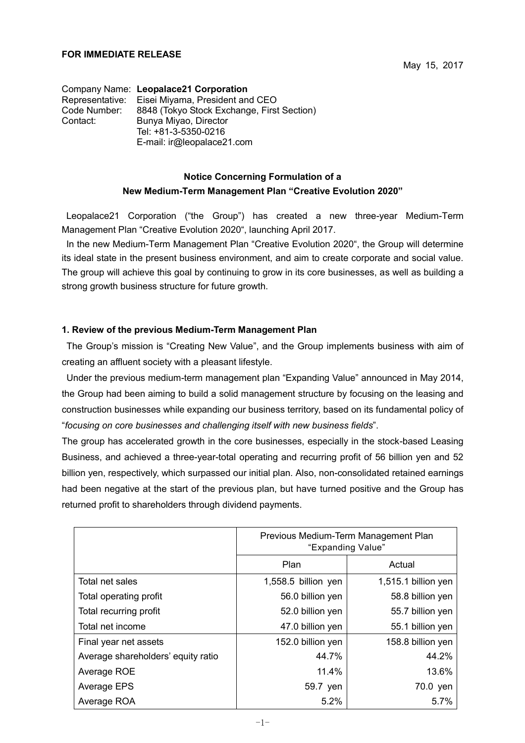**FOR IMMEDIATE RELEASE**

May 15, 2017

Company Name: **Leopalace21 Corporation**
Representative: Eisei Miyama, President and CEO
Code Number: 8848 (Tokyo Stock Exchange, First Section)
Contact: Bunya Miyao, Director
Tel: +81-3-5350-0216
E-mail: ir@leopalace21.com

## Notice Concerning Formulation of a New Medium-Term Management Plan "Creative Evolution 2020"

Leopalace21 Corporation ("the Group") has created a new three-year Medium-Term Management Plan "Creative Evolution 2020", launching April 2017.

In the new Medium-Term Management Plan "Creative Evolution 2020", the Group will determine its ideal state in the present business environment, and aim to create corporate and social value. The group will achieve this goal by continuing to grow in its core businesses, as well as building a strong growth business structure for future growth.

### 1. Review of the previous Medium-Term Management Plan

The Group's mission is "Creating New Value", and the Group implements business with aim of creating an affluent society with a pleasant lifestyle.

Under the previous medium-term management plan "Expanding Value" announced in May 2014, the Group had been aiming to build a solid management structure by focusing on the leasing and construction businesses while expanding our business territory, based on its fundamental policy of "*focusing on core businesses and challenging itself with new business fields*".

The group has accelerated growth in the core businesses, especially in the stock-based Leasing Business, and achieved a three-year-total operating and recurring profit of 56 billion yen and 52 billion yen, respectively, which surpassed our initial plan. Also, non-consolidated retained earnings had been negative at the start of the previous plan, but have turned positive and the Group has returned profit to shareholders through dividend payments.

| | Previous Medium-Term Management Plan "Expanding Value" | |
|---|---|---|
| | Plan | Actual |
| Total net sales | 1,558.5 billion yen | 1,515.1 billion yen |
| Total operating profit | 56.0 billion yen | 58.8 billion yen |
| Total recurring profit | 52.0 billion yen | 55.7 billion yen |
| Total net income | 47.0 billion yen | 55.1 billion yen |
| Final year net assets | 152.0 billion yen | 158.8 billion yen |
| Average shareholders' equity ratio | 44.7% | 44.2% |
| Average ROE | 11.4% | 13.6% |
| Average EPS | 59.7 yen | 70.0 yen |
| Average ROA | 5.2% | 5.7% |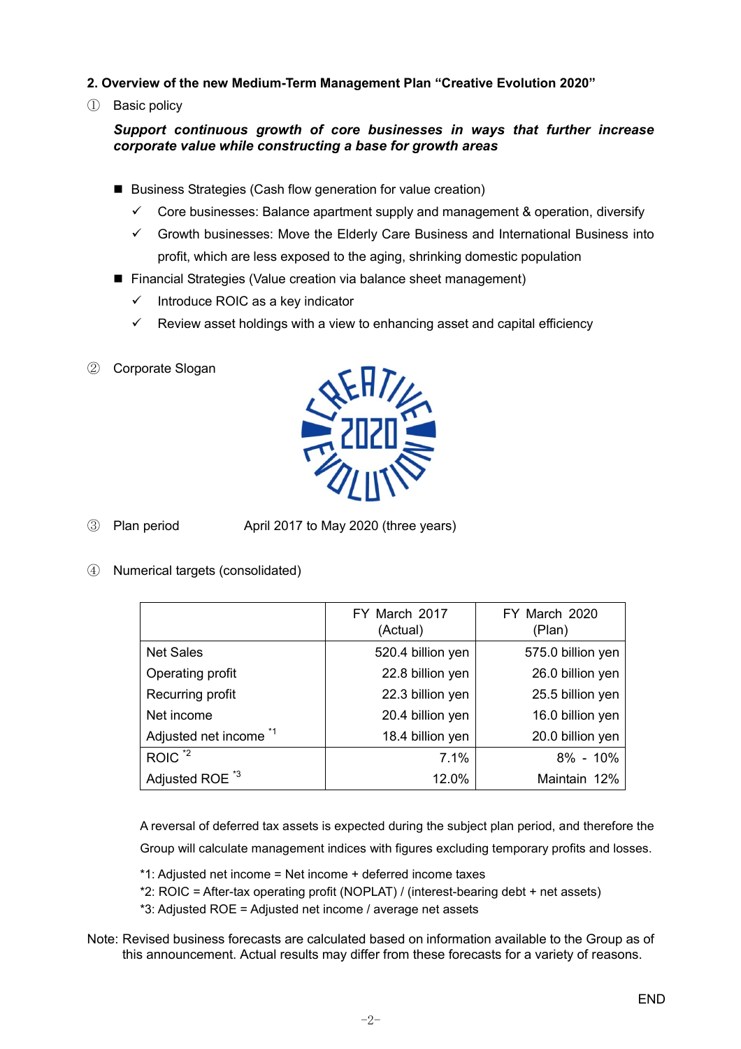## 2. Overview of the new Medium-Term Management Plan "Creative Evolution 2020"

① Basic policy

***Support continuous growth of core businesses in ways that further increase corporate value while constructing a base for growth areas***

- Business Strategies (Cash flow generation for value creation)
  - ✓ Core businesses: Balance apartment supply and management & operation, diversify
  - ✓ Growth businesses: Move the Elderly Care Business and International Business into profit, which are less exposed to the aging, shrinking domestic population
- Financial Strategies (Value creation via balance sheet management)
  - ✓ Introduce ROIC as a key indicator
  - ✓ Review asset holdings with a view to enhancing asset and capital efficiency

② Corporate Slogan

CREATIVE 2020 EVOLUTION

③ Plan period April 2017 to May 2020 (three years)

④ Numerical targets (consolidated)

| | FY March 2017 (Actual) | FY March 2020 (Plan) |
|---|---|---|
| Net Sales | 520.4 billion yen | 575.0 billion yen |
| Operating profit | 22.8 billion yen | 26.0 billion yen |
| Recurring profit | 22.3 billion yen | 25.5 billion yen |
| Net income | 20.4 billion yen | 16.0 billion yen |
| Adjusted net income *1 | 18.4 billion yen | 20.0 billion yen |
| ROIC *2 | 7.1% | 8% - 10% |
| Adjusted ROE *3 | 12.0% | Maintain 12% |

A reversal of deferred tax assets is expected during the subject plan period, and therefore the Group will calculate management indices with figures excluding temporary profits and losses.

*1: Adjusted net income = Net income + deferred income taxes
*2: ROIC = After-tax operating profit (NOPLAT) / (interest-bearing debt + net assets)
*3: Adjusted ROE = Adjusted net income / average net assets

Note: Revised business forecasts are calculated based on information available to the Group as of this announcement. Actual results may differ from these forecasts for a variety of reasons.

END